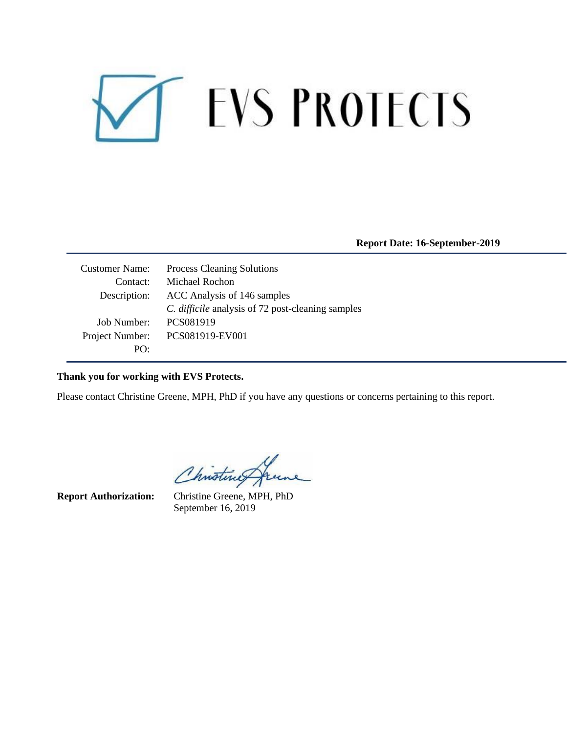# EVS PROTECTS

**Report Date: 16-September-2019**

| | |
|---|---|
| Customer Name: | Process Cleaning Solutions |
| Contact: | Michael Rochon |
| Description: | ACC Analysis of 146 samples |
| | *C. difficile* analysis of 72 post-cleaning samples |
| Job Number: | PCS081919 |
| Project Number: | PCS081919-EV001 |
| PO: | |

**Thank you for working with EVS Protects.**

Please contact Christine Greene, MPH, PhD if you have any questions or concerns pertaining to this report.

**Report Authorization:** Christine Greene, MPH, PhD
September 16, 2019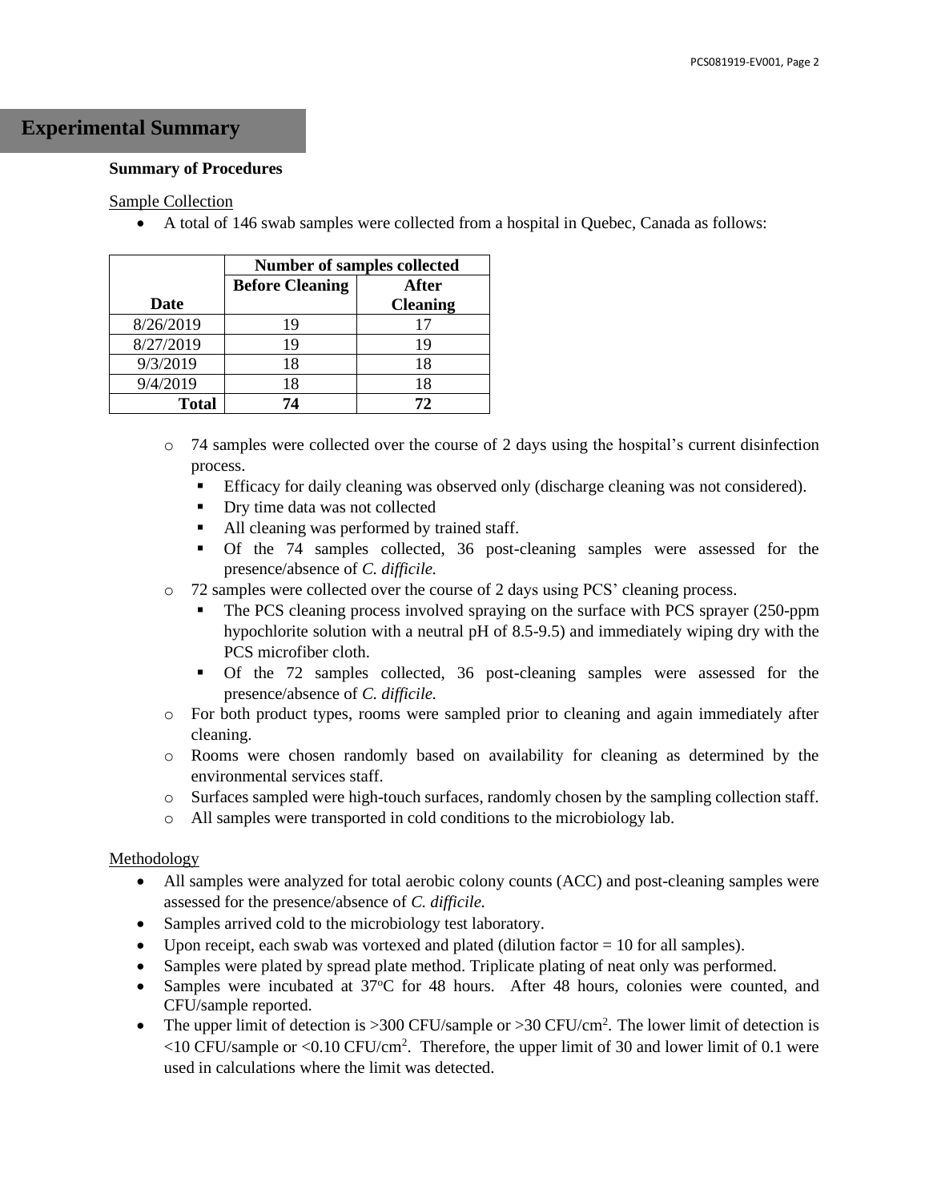# Experimental Summary

**Summary of Procedures**

Sample Collection

- A total of 146 swab samples were collected from a hospital in Quebec, Canada as follows:

| Date | Number of samples collected | |
|---|---|---|
| | **Before Cleaning** | **After Cleaning** |
| 8/26/2019 | 19 | 17 |
| 8/27/2019 | 19 | 19 |
| 9/3/2019 | 18 | 18 |
| 9/4/2019 | 18 | 18 |
| **Total** | **74** | **72** |

  - 74 samples were collected over the course of 2 days using the hospital's current disinfection process.
    - Efficacy for daily cleaning was observed only (discharge cleaning was not considered).
    - Dry time data was not collected
    - All cleaning was performed by trained staff.
    - Of the 74 samples collected, 36 post-cleaning samples were assessed for the presence/absence of *C. difficile.*
  - 72 samples were collected over the course of 2 days using PCS' cleaning process.
    - The PCS cleaning process involved spraying on the surface with PCS sprayer (250-ppm hypochlorite solution with a neutral pH of 8.5-9.5) and immediately wiping dry with the PCS microfiber cloth.
    - Of the 72 samples collected, 36 post-cleaning samples were assessed for the presence/absence of *C. difficile.*
  - For both product types, rooms were sampled prior to cleaning and again immediately after cleaning.
  - Rooms were chosen randomly based on availability for cleaning as determined by the environmental services staff.
  - Surfaces sampled were high-touch surfaces, randomly chosen by the sampling collection staff.
  - All samples were transported in cold conditions to the microbiology lab.

Methodology

- All samples were analyzed for total aerobic colony counts (ACC) and post-cleaning samples were assessed for the presence/absence of *C. difficile.*
- Samples arrived cold to the microbiology test laboratory.
- Upon receipt, each swab was vortexed and plated (dilution factor = 10 for all samples).
- Samples were plated by spread plate method. Triplicate plating of neat only was performed.
- Samples were incubated at 37°C for 48 hours. After 48 hours, colonies were counted, and CFU/sample reported.
- The upper limit of detection is >300 CFU/sample or >30 CFU/$cm^2$. The lower limit of detection is <10 CFU/sample or <0.10 CFU/$cm^2$. Therefore, the upper limit of 30 and lower limit of 0.1 were used in calculations where the limit was detected.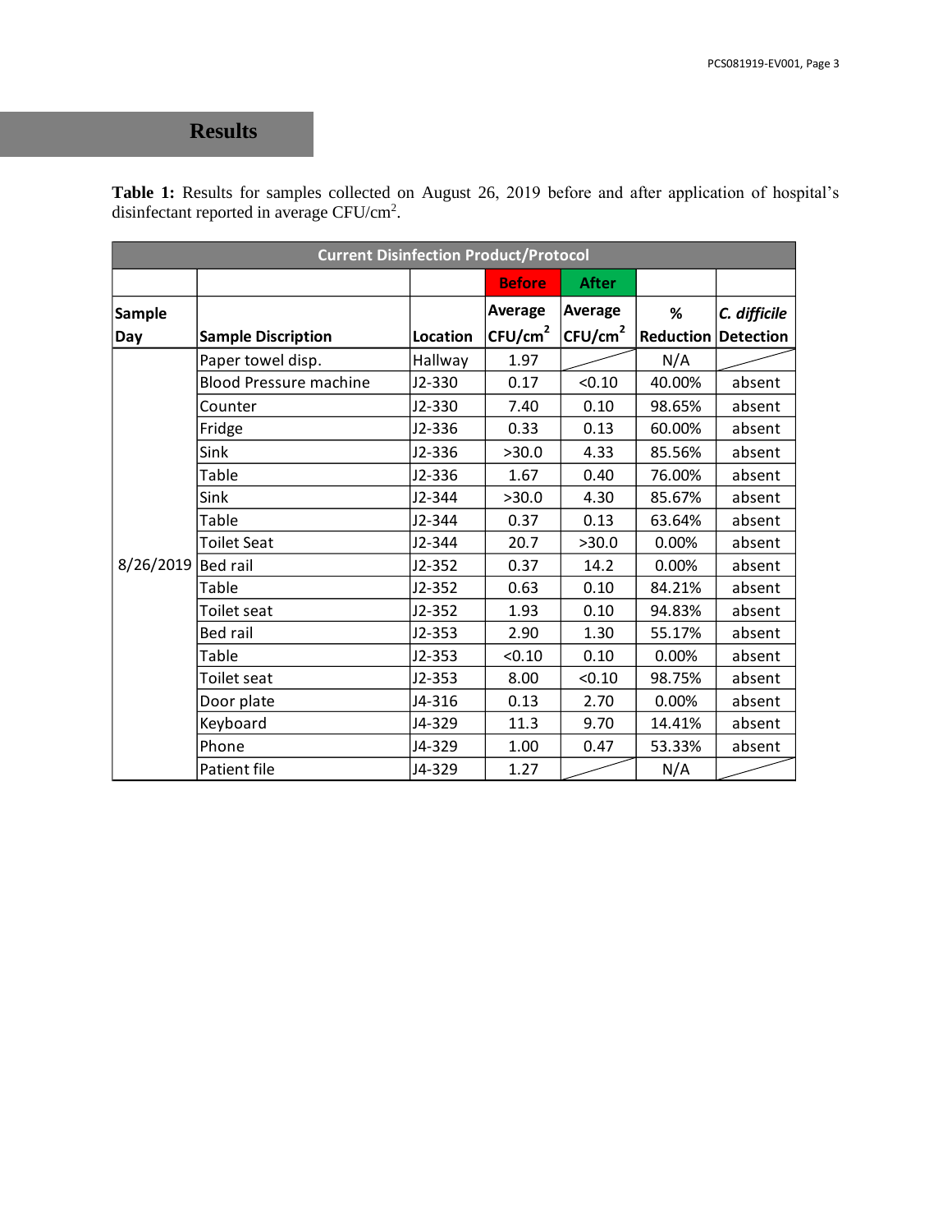# Results

**Table 1:** Results for samples collected on August 26, 2019 before and after application of hospital's disinfectant reported in average CFU/cm$^2$.

| Current Disinfection Product/Protocol | | | | | | |
|---|---|---|---|---|---|---|
| | | | Before | After | | |
| **Sample Day** | **Sample Discription** | **Location** | **Average CFU/cm$^2$** | **Average CFU/cm$^2$** | **% Reduction** | ***C. difficile* Detection** |
| 8/26/2019 | Paper towel disp. | Hallway | 1.97 | | N/A | |
| | Blood Pressure machine | J2-330 | 0.17 | <0.10 | 40.00% | absent |
| | Counter | J2-330 | 7.40 | 0.10 | 98.65% | absent |
| | Fridge | J2-336 | 0.33 | 0.13 | 60.00% | absent |
| | Sink | J2-336 | >30.0 | 4.33 | 85.56% | absent |
| | Table | J2-336 | 1.67 | 0.40 | 76.00% | absent |
| | Sink | J2-344 | >30.0 | 4.30 | 85.67% | absent |
| | Table | J2-344 | 0.37 | 0.13 | 63.64% | absent |
| | Toilet Seat | J2-344 | 20.7 | >30.0 | 0.00% | absent |
| | Bed rail | J2-352 | 0.37 | 14.2 | 0.00% | absent |
| | Table | J2-352 | 0.63 | 0.10 | 84.21% | absent |
| | Toilet seat | J2-352 | 1.93 | 0.10 | 94.83% | absent |
| | Bed rail | J2-353 | 2.90 | 1.30 | 55.17% | absent |
| | Table | J2-353 | <0.10 | 0.10 | 0.00% | absent |
| | Toilet seat | J2-353 | 8.00 | <0.10 | 98.75% | absent |
| | Door plate | J4-316 | 0.13 | 2.70 | 0.00% | absent |
| | Keyboard | J4-329 | 11.3 | 9.70 | 14.41% | absent |
| | Phone | J4-329 | 1.00 | 0.47 | 53.33% | absent |
| | Patient file | J4-329 | 1.27 | | N/A | |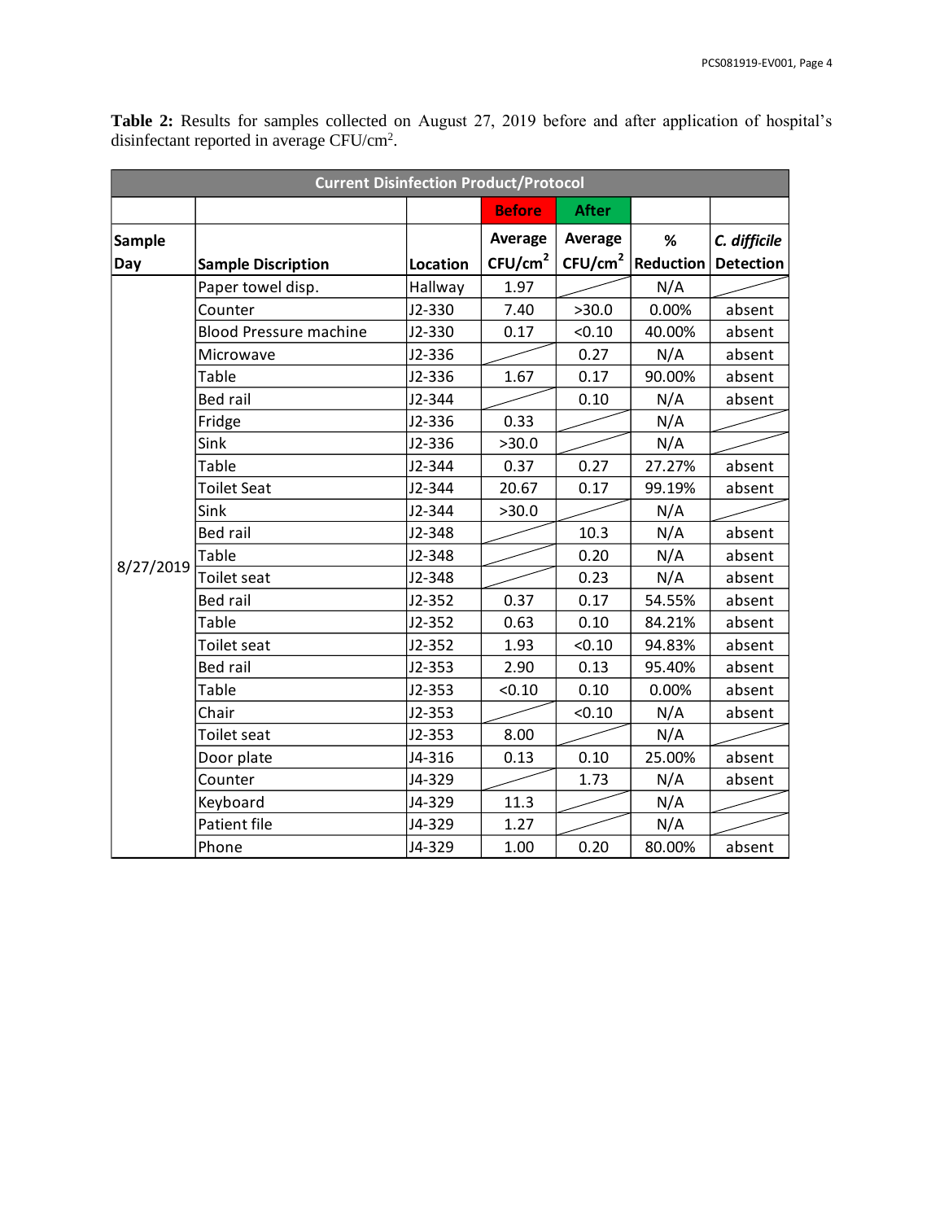**Table 2:** Results for samples collected on August 27, 2019 before and after application of hospital's disinfectant reported in average CFU/cm$^2$.

| Current Disinfection Product/Protocol | | | | | | |
|---|---|---|---|---|---|---|
| | | | Before | After | | |
| Sample Day | Sample Discription | Location | Average CFU/cm$^2$ | Average CFU/cm$^2$ | % Reduction | *C. difficile* Detection |
| 8/27/2019 | Paper towel disp. | Hallway | 1.97 | | N/A | |
| | Counter | J2-330 | 7.40 | >30.0 | 0.00% | absent |
| | Blood Pressure machine | J2-330 | 0.17 | <0.10 | 40.00% | absent |
| | Microwave | J2-336 | | 0.27 | N/A | absent |
| | Table | J2-336 | 1.67 | 0.17 | 90.00% | absent |
| | Bed rail | J2-344 | | 0.10 | N/A | absent |
| | Fridge | J2-336 | 0.33 | | N/A | |
| | Sink | J2-336 | >30.0 | | N/A | |
| | Table | J2-344 | 0.37 | 0.27 | 27.27% | absent |
| | Toilet Seat | J2-344 | 20.67 | 0.17 | 99.19% | absent |
| | Sink | J2-344 | >30.0 | | N/A | |
| | Bed rail | J2-348 | | 10.3 | N/A | absent |
| | Table | J2-348 | | 0.20 | N/A | absent |
| | Toilet seat | J2-348 | | 0.23 | N/A | absent |
| | Bed rail | J2-352 | 0.37 | 0.17 | 54.55% | absent |
| | Table | J2-352 | 0.63 | 0.10 | 84.21% | absent |
| | Toilet seat | J2-352 | 1.93 | <0.10 | 94.83% | absent |
| | Bed rail | J2-353 | 2.90 | 0.13 | 95.40% | absent |
| | Table | J2-353 | <0.10 | 0.10 | 0.00% | absent |
| | Chair | J2-353 | | <0.10 | N/A | absent |
| | Toilet seat | J2-353 | 8.00 | | N/A | |
| | Door plate | J4-316 | 0.13 | 0.10 | 25.00% | absent |
| | Counter | J4-329 | | 1.73 | N/A | absent |
| | Keyboard | J4-329 | 11.3 | | N/A | |
| | Patient file | J4-329 | 1.27 | | N/A | |
| | Phone | J4-329 | 1.00 | 0.20 | 80.00% | absent |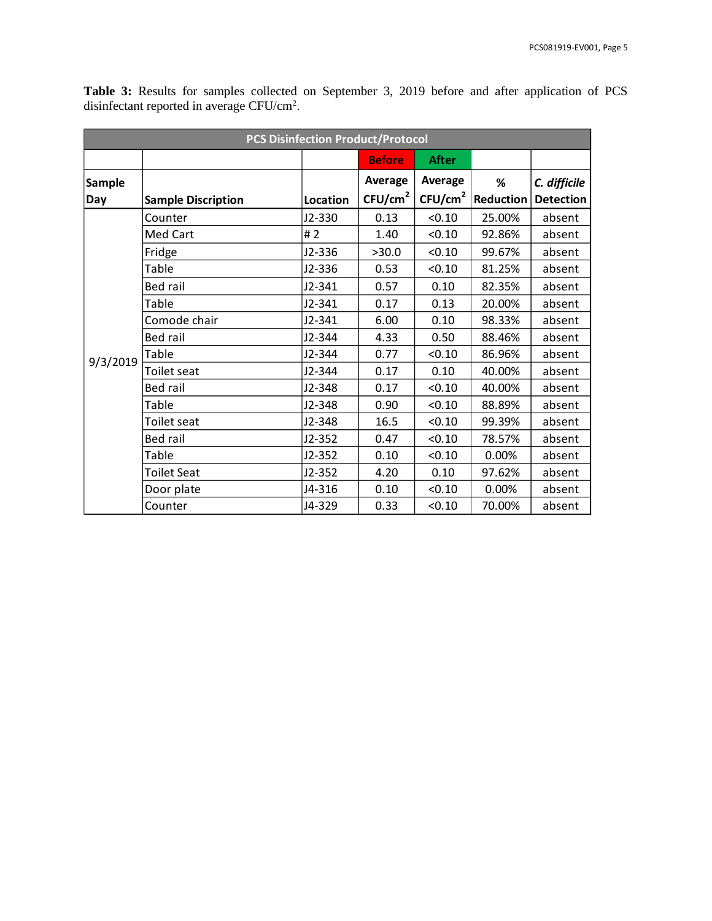**Table 3:** Results for samples collected on September 3, 2019 before and after application of PCS disinfectant reported in average CFU/cm$^2$.

| PCS Disinfection Product/Protocol | | | | | | |
|---|---|---|---|---|---|---|
| | | | Before | After | | |
| Sample Day | Sample Discription | Location | Average CFU/cm$^2$ | Average CFU/cm$^2$ | % Reduction | *C. difficile* Detection |
| 9/3/2019 | Counter | J2-330 | 0.13 | <0.10 | 25.00% | absent |
| | Med Cart | # 2 | 1.40 | <0.10 | 92.86% | absent |
| | Fridge | J2-336 | >30.0 | <0.10 | 99.67% | absent |
| | Table | J2-336 | 0.53 | <0.10 | 81.25% | absent |
| | Bed rail | J2-341 | 0.57 | 0.10 | 82.35% | absent |
| | Table | J2-341 | 0.17 | 0.13 | 20.00% | absent |
| | Comode chair | J2-341 | 6.00 | 0.10 | 98.33% | absent |
| | Bed rail | J2-344 | 4.33 | 0.50 | 88.46% | absent |
| | Table | J2-344 | 0.77 | <0.10 | 86.96% | absent |
| | Toilet seat | J2-344 | 0.17 | 0.10 | 40.00% | absent |
| | Bed rail | J2-348 | 0.17 | <0.10 | 40.00% | absent |
| | Table | J2-348 | 0.90 | <0.10 | 88.89% | absent |
| | Toilet seat | J2-348 | 16.5 | <0.10 | 99.39% | absent |
| | Bed rail | J2-352 | 0.47 | <0.10 | 78.57% | absent |
| | Table | J2-352 | 0.10 | <0.10 | 0.00% | absent |
| | Toilet Seat | J2-352 | 4.20 | 0.10 | 97.62% | absent |
| | Door plate | J4-316 | 0.10 | <0.10 | 0.00% | absent |
| | Counter | J4-329 | 0.33 | <0.10 | 70.00% | absent |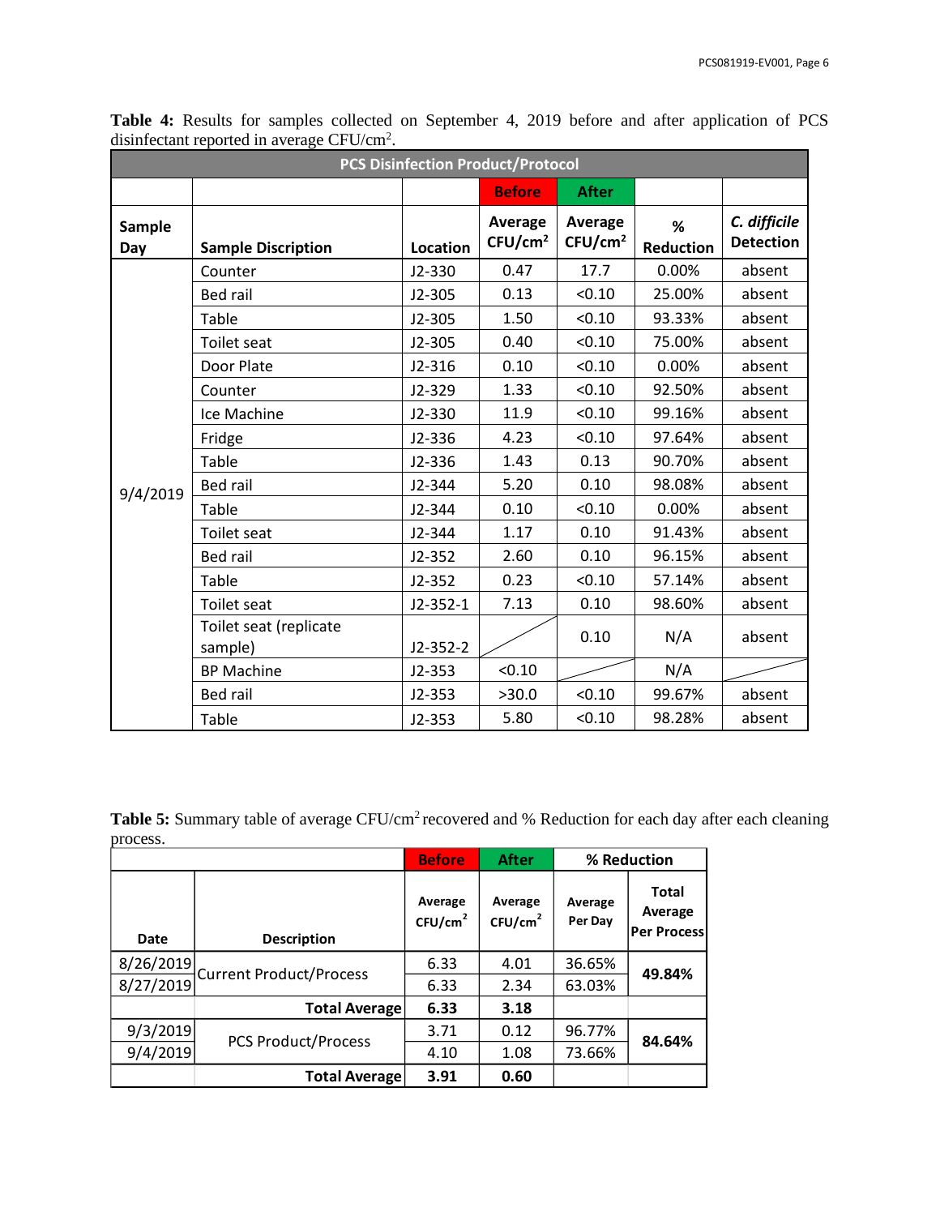**Table 4:** Results for samples collected on September 4, 2019 before and after application of PCS disinfectant reported in average CFU/cm$^2$.

| PCS Disinfection Product/Protocol | | | | | | |
|---|---|---|---|---|---|---|
| | | | Before | After | | |
| Sample Day | Sample Discription | Location | Average CFU/cm$^2$ | Average CFU/cm$^2$ | % Reduction | *C. difficile* Detection |
| 9/4/2019 | Counter | J2-330 | 0.47 | 17.7 | 0.00% | absent |
| | Bed rail | J2-305 | 0.13 | <0.10 | 25.00% | absent |
| | Table | J2-305 | 1.50 | <0.10 | 93.33% | absent |
| | Toilet seat | J2-305 | 0.40 | <0.10 | 75.00% | absent |
| | Door Plate | J2-316 | 0.10 | <0.10 | 0.00% | absent |
| | Counter | J2-329 | 1.33 | <0.10 | 92.50% | absent |
| | Ice Machine | J2-330 | 11.9 | <0.10 | 99.16% | absent |
| | Fridge | J2-336 | 4.23 | <0.10 | 97.64% | absent |
| | Table | J2-336 | 1.43 | 0.13 | 90.70% | absent |
| | Bed rail | J2-344 | 5.20 | 0.10 | 98.08% | absent |
| | Table | J2-344 | 0.10 | <0.10 | 0.00% | absent |
| | Toilet seat | J2-344 | 1.17 | 0.10 | 91.43% | absent |
| | Bed rail | J2-352 | 2.60 | 0.10 | 96.15% | absent |
| | Table | J2-352 | 0.23 | <0.10 | 57.14% | absent |
| | Toilet seat | J2-352-1 | 7.13 | 0.10 | 98.60% | absent |
| | Toilet seat (replicate sample) | J2-352-2 | | 0.10 | N/A | absent |
| | BP Machine | J2-353 | <0.10 | | N/A | |
| | Bed rail | J2-353 | >30.0 | <0.10 | 99.67% | absent |
| | Table | J2-353 | 5.80 | <0.10 | 98.28% | absent |

**Table 5:** Summary table of average CFU/cm$^2$ recovered and % Reduction for each day after each cleaning process.

| | | Before | After | % Reduction | |
|---|---|---|---|---|---|
| Date | Description | Average CFU/cm$^2$ | Average CFU/cm$^2$ | Average Per Day | Total Average Per Process |
| 8/26/2019 | Current Product/Process | 6.33 | 4.01 | 36.65% | **49.84%** |
| 8/27/2019 | | 6.33 | 2.34 | 63.03% | |
| | **Total Average** | **6.33** | **3.18** | | |
| 9/3/2019 | PCS Product/Process | 3.71 | 0.12 | 96.77% | **84.64%** |
| 9/4/2019 | | 4.10 | 1.08 | 73.66% | |
| | **Total Average** | **3.91** | **0.60** | | |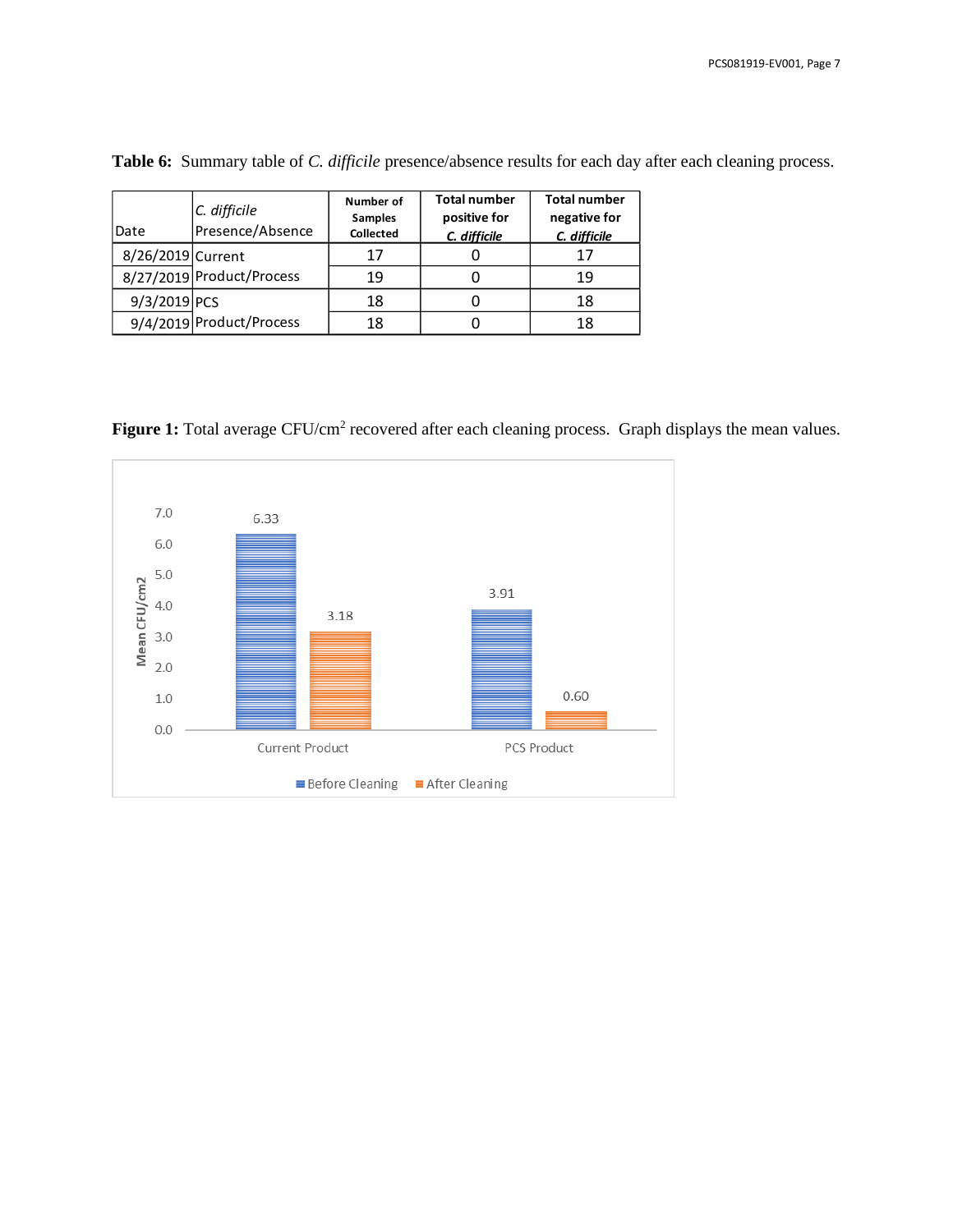**Table 6:** Summary table of *C. difficile* presence/absence results for each day after each cleaning process.

| Date | *C. difficile* Presence/Absence | Number of Samples Collected | Total number positive for *C. difficile* | Total number negative for *C. difficile* |
|---|---|---|---|---|
| 8/26/2019 | Current | 17 | 0 | 17 |
| 8/27/2019 | Product/Process | 19 | 0 | 19 |
| 9/3/2019 | PCS | 18 | 0 | 18 |
| 9/4/2019 | Product/Process | 18 | 0 | 18 |

**Figure 1:** Total average CFU/cm$^2$ recovered after each cleaning process. Graph displays the mean values.

Mean CFU/cm2

7.0
6.0
5.0
4.0
3.0
2.0
1.0
0.0

6.33
3.18
3.91
0.60

Current Product
PCS Product

Before Cleaning
After Cleaning